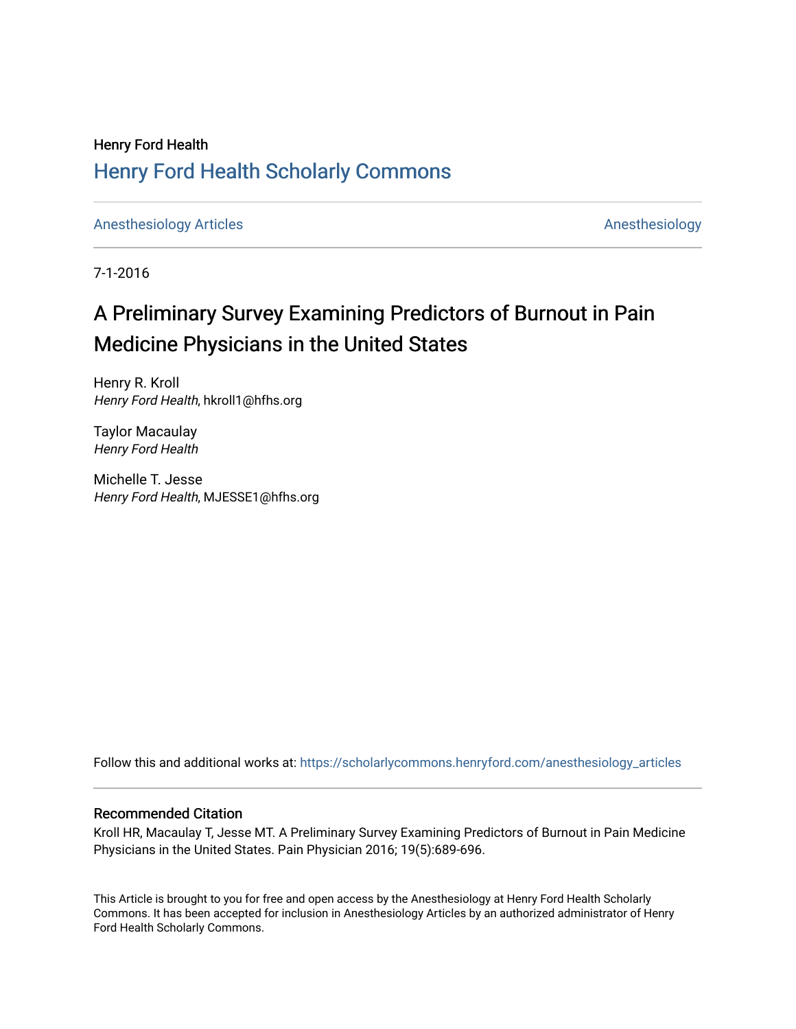Henry Ford Health

# Henry Ford Health Scholarly Commons

Anesthesiology Articles | Anesthesiology

7-1-2016

## A Preliminary Survey Examining Predictors of Burnout in Pain Medicine Physicians in the United States

Henry R. Kroll
*Henry Ford Health*, hkroll1@hfhs.org

Taylor Macaulay
*Henry Ford Health*

Michelle T. Jesse
*Henry Ford Health*, MJESSE1@hfhs.org

Follow this and additional works at: https://scholarlycommons.henryford.com/anesthesiology_articles

### Recommended Citation

Kroll HR, Macaulay T, Jesse MT. A Preliminary Survey Examining Predictors of Burnout in Pain Medicine Physicians in the United States. Pain Physician 2016; 19(5):689-696.

This Article is brought to you for free and open access by the Anesthesiology at Henry Ford Health Scholarly Commons. It has been accepted for inclusion in Anesthesiology Articles by an authorized administrator of Henry Ford Health Scholarly Commons.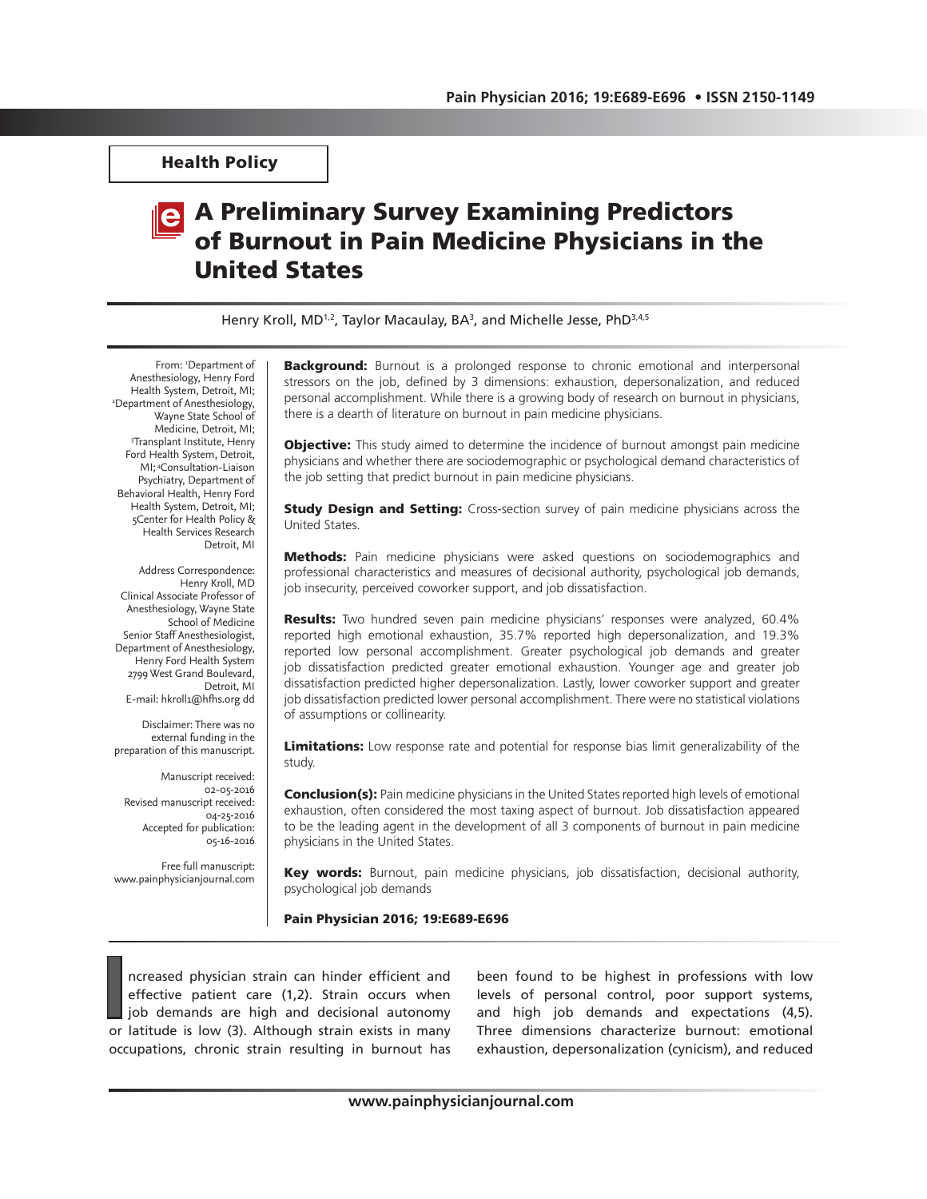Health Policy

# A Preliminary Survey Examining Predictors of Burnout in Pain Medicine Physicians in the United States

Henry Kroll, MD[1,2], Taylor Macaulay, BA[3], and Michelle Jesse, PhD[3,4,5]

From: [1]Department of Anesthesiology, Henry Ford Health System, Detroit, MI; [2]Department of Anesthesiology, Wayne State School of Medicine, Detroit, MI; [3]Transplant Institute, Henry Ford Health System, Detroit, MI; [4]Consultation-Liaison Psychiatry, Department of Behavioral Health, Henry Ford Health System, Detroit, MI; [5]Center for Health Policy & Health Services Research Detroit, MI

Address Correspondence:
Henry Kroll, MD
Clinical Associate Professor of Anesthesiology, Wayne State School of Medicine
Senior Staff Anesthesiologist, Department of Anesthesiology, Henry Ford Health System
2799 West Grand Boulevard, Detroit, MI
E-mail: hkroll1@hfhs.org dd

Disclaimer: There was no external funding in the preparation of this manuscript.

Manuscript received: 02-05-2016
Revised manuscript received: 04-25-2016
Accepted for publication: 05-16-2016

Free full manuscript: www.painphysicianjournal.com

**Background:** Burnout is a prolonged response to chronic emotional and interpersonal stressors on the job, defined by 3 dimensions: exhaustion, depersonalization, and reduced personal accomplishment. While there is a growing body of research on burnout in physicians, there is a dearth of literature on burnout in pain medicine physicians.

**Objective:** This study aimed to determine the incidence of burnout amongst pain medicine physicians and whether there are sociodemographic or psychological demand characteristics of the job setting that predict burnout in pain medicine physicians.

**Study Design and Setting:** Cross-section survey of pain medicine physicians across the United States.

**Methods:** Pain medicine physicians were asked questions on sociodemographics and professional characteristics and measures of decisional authority, psychological job demands, job insecurity, perceived coworker support, and job dissatisfaction.

**Results:** Two hundred seven pain medicine physicians' responses were analyzed, 60.4% reported high emotional exhaustion, 35.7% reported high depersonalization, and 19.3% reported low personal accomplishment. Greater psychological job demands and greater job dissatisfaction predicted greater emotional exhaustion. Younger age and greater job dissatisfaction predicted higher depersonalization. Lastly, lower coworker support and greater job dissatisfaction predicted lower personal accomplishment. There were no statistical violations of assumptions or collinearity.

**Limitations:** Low response rate and potential for response bias limit generalizability of the study.

**Conclusion(s):** Pain medicine physicians in the United States reported high levels of emotional exhaustion, often considered the most taxing aspect of burnout. Job dissatisfaction appeared to be the leading agent in the development of all 3 components of burnout in pain medicine physicians in the United States.

**Key words:** Burnout, pain medicine physicians, job dissatisfaction, decisional authority, psychological job demands

Increased physician strain can hinder efficient and effective patient care (1,2). Strain occurs when job demands are high and decisional autonomy or latitude is low (3). Although strain exists in many occupations, chronic strain resulting in burnout has been found to be highest in professions with low levels of personal control, poor support systems, and high job demands and expectations (4,5). Three dimensions characterize burnout: emotional exhaustion, depersonalization (cynicism), and reduced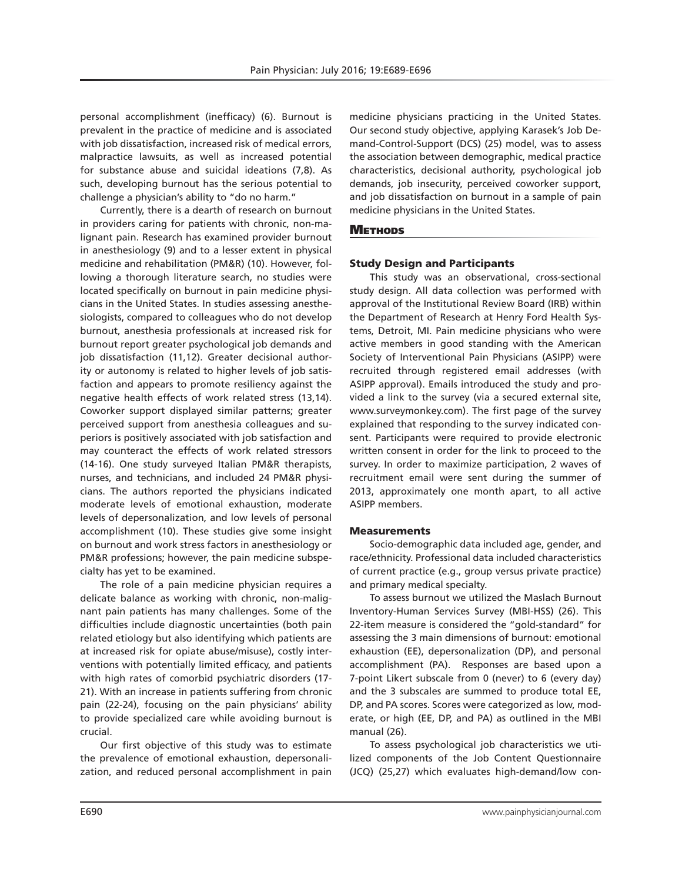personal accomplishment (inefficacy) (6). Burnout is prevalent in the practice of medicine and is associated with job dissatisfaction, increased risk of medical errors, malpractice lawsuits, as well as increased potential for substance abuse and suicidal ideations (7,8). As such, developing burnout has the serious potential to challenge a physician's ability to "do no harm."

Currently, there is a dearth of research on burnout in providers caring for patients with chronic, non-malignant pain. Research has examined provider burnout in anesthesiology (9) and to a lesser extent in physical medicine and rehabilitation (PM&R) (10). However, following a thorough literature search, no studies were located specifically on burnout in pain medicine physicians in the United States. In studies assessing anesthesiologists, compared to colleagues who do not develop burnout, anesthesia professionals at increased risk for burnout report greater psychological job demands and job dissatisfaction (11,12). Greater decisional authority or autonomy is related to higher levels of job satisfaction and appears to promote resiliency against the negative health effects of work related stress (13,14). Coworker support displayed similar patterns; greater perceived support from anesthesia colleagues and superiors is positively associated with job satisfaction and may counteract the effects of work related stressors (14-16). One study surveyed Italian PM&R therapists, nurses, and technicians, and included 24 PM&R physicians. The authors reported the physicians indicated moderate levels of emotional exhaustion, moderate levels of depersonalization, and low levels of personal accomplishment (10). These studies give some insight on burnout and work stress factors in anesthesiology or PM&R professions; however, the pain medicine subspecialty has yet to be examined.

The role of a pain medicine physician requires a delicate balance as working with chronic, non-malignant pain patients has many challenges. Some of the difficulties include diagnostic uncertainties (both pain related etiology but also identifying which patients are at increased risk for opiate abuse/misuse), costly interventions with potentially limited efficacy, and patients with high rates of comorbid psychiatric disorders (17-21). With an increase in patients suffering from chronic pain (22-24), focusing on the pain physicians' ability to provide specialized care while avoiding burnout is crucial.

Our first objective of this study was to estimate the prevalence of emotional exhaustion, depersonalization, and reduced personal accomplishment in pain medicine physicians practicing in the United States. Our second study objective, applying Karasek's Job Demand-Control-Support (DCS) (25) model, was to assess the association between demographic, medical practice characteristics, decisional authority, psychological job demands, job insecurity, perceived coworker support, and job dissatisfaction on burnout in a sample of pain medicine physicians in the United States.

## Methods

### Study Design and Participants

This study was an observational, cross-sectional study design. All data collection was performed with approval of the Institutional Review Board (IRB) within the Department of Research at Henry Ford Health Systems, Detroit, MI. Pain medicine physicians who were active members in good standing with the American Society of Interventional Pain Physicians (ASIPP) were recruited through registered email addresses (with ASIPP approval). Emails introduced the study and provided a link to the survey (via a secured external site, www.surveymonkey.com). The first page of the survey explained that responding to the survey indicated consent. Participants were required to provide electronic written consent in order for the link to proceed to the survey. In order to maximize participation, 2 waves of recruitment email were sent during the summer of 2013, approximately one month apart, to all active ASIPP members.

### Measurements

Socio-demographic data included age, gender, and race/ethnicity. Professional data included characteristics of current practice (e.g., group versus private practice) and primary medical specialty.

To assess burnout we utilized the Maslach Burnout Inventory-Human Services Survey (MBI-HSS) (26). This 22-item measure is considered the "gold-standard" for assessing the 3 main dimensions of burnout: emotional exhaustion (EE), depersonalization (DP), and personal accomplishment (PA). Responses are based upon a 7-point Likert subscale from 0 (never) to 6 (every day) and the 3 subscales are summed to produce total EE, DP, and PA scores. Scores were categorized as low, moderate, or high (EE, DP, and PA) as outlined in the MBI manual (26).

To assess psychological job characteristics we utilized components of the Job Content Questionnaire (JCQ) (25,27) which evaluates high-demand/low con-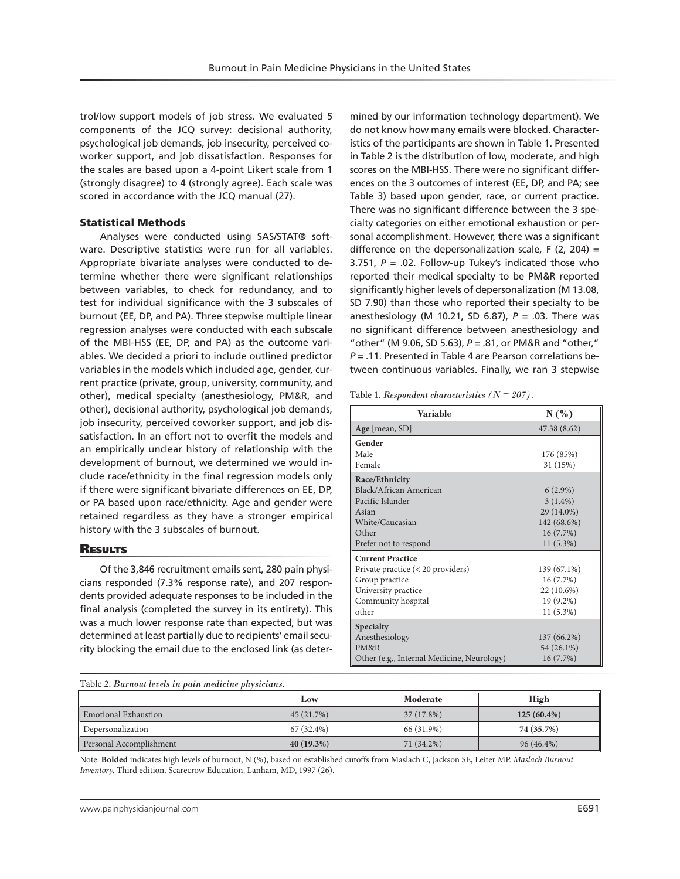trol/low support models of job stress. We evaluated 5 components of the JCQ survey: decisional authority, psychological job demands, job insecurity, perceived coworker support, and job dissatisfaction. Responses for the scales are based upon a 4-point Likert scale from 1 (strongly disagree) to 4 (strongly agree). Each scale was scored in accordance with the JCQ manual (27).

### Statistical Methods

Analyses were conducted using SAS/STAT® software. Descriptive statistics were run for all variables. Appropriate bivariate analyses were conducted to determine whether there were significant relationships between variables, to check for redundancy, and to test for individual significance with the 3 subscales of burnout (EE, DP, and PA). Three stepwise multiple linear regression analyses were conducted with each subscale of the MBI-HSS (EE, DP, and PA) as the outcome variables. We decided a priori to include outlined predictor variables in the models which included age, gender, current practice (private, group, university, community, and other), medical specialty (anesthesiology, PM&R, and other), decisional authority, psychological job demands, job insecurity, perceived coworker support, and job dissatisfaction. In an effort not to overfit the models and an empirically unclear history of relationship with the development of burnout, we determined we would include race/ethnicity in the final regression models only if there were significant bivariate differences on EE, DP, or PA based upon race/ethnicity. Age and gender were retained regardless as they have a stronger empirical history with the 3 subscales of burnout.

## Results

Of the 3,846 recruitment emails sent, 280 pain physicians responded (7.3% response rate), and 207 respondents provided adequate responses to be included in the final analysis (completed the survey in its entirety). This was a much lower response rate than expected, but was determined at least partially due to recipients' email security blocking the email due to the enclosed link (as determined by our information technology department). We do not know how many emails were blocked. Characteristics of the participants are shown in Table 1. Presented in Table 2 is the distribution of low, moderate, and high scores on the MBI-HSS. There were no significant differences on the 3 outcomes of interest (EE, DP, and PA; see Table 3) based upon gender, race, or current practice. There was no significant difference between the 3 specialty categories on either emotional exhaustion or personal accomplishment. However, there was a significant difference on the depersonalization scale, $F(2, 204) = 3.751$, $P = .02$. Follow-up Tukey's indicated those who reported their medical specialty to be PM&R reported significantly higher levels of depersonalization (M 13.08, SD 7.90) than those who reported their specialty to be anesthesiology (M 10.21, SD 6.87), $P = .03$. There was no significant difference between anesthesiology and "other" (M 9.06, SD 5.63), $P = .81$, or PM&R and "other," $P = .11$. Presented in Table 4 are Pearson correlations between continuous variables. Finally, we ran 3 stepwise

Table 1. *Respondent characteristics (N = 207).*

| Variable | N (%) |
|---|---|
| **Age** [mean, SD] | 47.38 (8.62) |
| **Gender** | |
| Male | 176 (85%) |
| Female | 31 (15%) |
| **Race/Ethnicity** | |
| Black/African American | 6 (2.9%) |
| Pacific Islander | 3 (1.4%) |
| Asian | 29 (14.0%) |
| White/Caucasian | 142 (68.6%) |
| Other | 16 (7.7%) |
| Prefer not to respond | 11 (5.3%) |
| **Current Practice** | |
| Private practice (< 20 providers) | 139 (67.1%) |
| Group practice | 16 (7.7%) |
| University practice | 22 (10.6%) |
| Community hospital | 19 (9.2%) |
| other | 11 (5.3%) |
| **Specialty** | |
| Anesthesiology | 137 (66.2%) |
| PM&R | 54 (26.1%) |
| Other (e.g., Internal Medicine, Neurology) | 16 (7.7%) |

Table 2. *Burnout levels in pain medicine physicians.*

| | Low | Moderate | High |
|---|---|---|---|
| Emotional Exhaustion | 45 (21.7%) | 37 (17.8%) | **125 (60.4%)** |
| Depersonalization | 67 (32.4%) | 66 (31.9%) | **74 (35.7%)** |
| Personal Accomplishment | **40 (19.3%)** | 71 (34.2%) | 96 (46.4%) |

Note: **Bolded** indicates high levels of burnout, N (%), based on established cutoffs from Maslach C, Jackson SE, Leiter MP. *Maslach Burnout Inventory.* Third edition. Scarecrow Education, Lanham, MD, 1997 (26).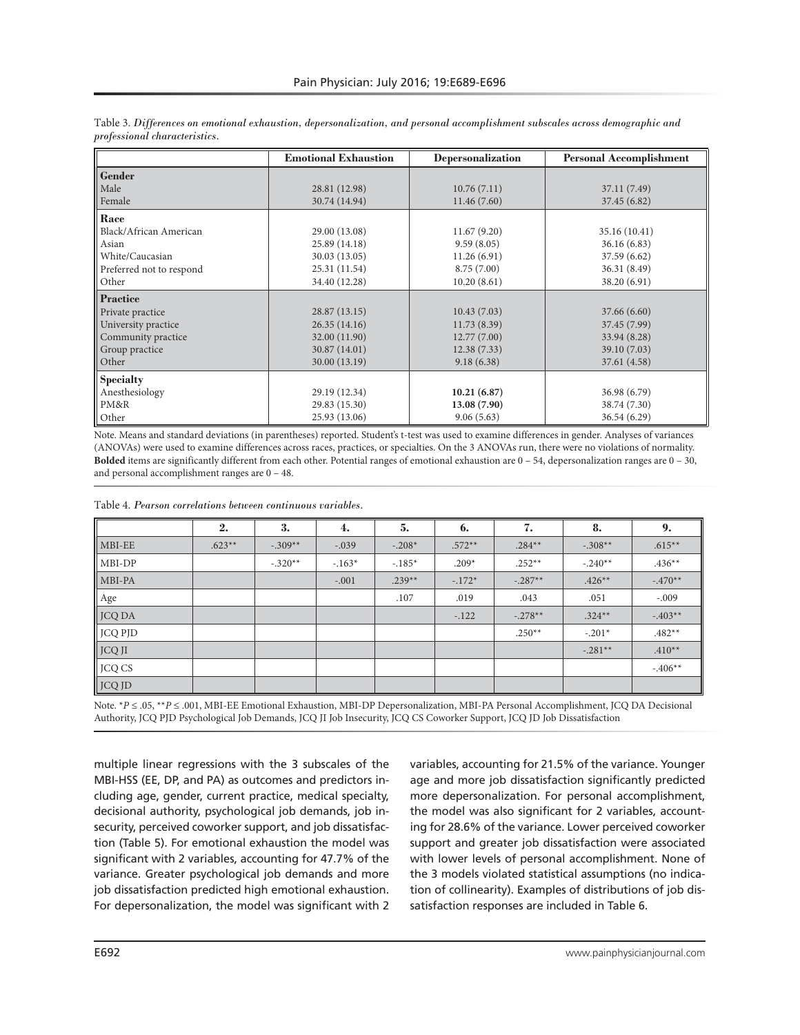Table 3. *Differences on emotional exhaustion, depersonalization, and personal accomplishment subscales across demographic and professional characteristics.*

| | Emotional Exhaustion | Depersonalization | Personal Accomplishment |
|---|---|---|---|
| **Gender** | | | |
| Male | 28.81 (12.98) | 10.76 (7.11) | 37.11 (7.49) |
| Female | 30.74 (14.94) | 11.46 (7.60) | 37.45 (6.82) |
| **Race** | | | |
| Black/African American | 29.00 (13.08) | 11.67 (9.20) | 35.16 (10.41) |
| Asian | 25.89 (14.18) | 9.59 (8.05) | 36.16 (6.83) |
| White/Caucasian | 30.03 (13.05) | 11.26 (6.91) | 37.59 (6.62) |
| Preferred not to respond | 25.31 (11.54) | 8.75 (7.00) | 36.31 (8.49) |
| Other | 34.40 (12.28) | 10.20 (8.61) | 38.20 (6.91) |
| **Practice** | | | |
| Private practice | 28.87 (13.15) | 10.43 (7.03) | 37.66 (6.60) |
| University practice | 26.35 (14.16) | 11.73 (8.39) | 37.45 (7.99) |
| Community practice | 32.00 (11.90) | 12.77 (7.00) | 33.94 (8.28) |
| Group practice | 30.87 (14.01) | 12.38 (7.33) | 39.10 (7.03) |
| Other | 30.00 (13.19) | 9.18 (6.38) | 37.61 (4.58) |
| **Specialty** | | | |
| Anesthesiology | 29.19 (12.34) | **10.21 (6.87)** | 36.98 (6.79) |
| PM&R | 29.83 (15.30) | **13.08 (7.90)** | 38.74 (7.30) |
| Other | 25.93 (13.06) | 9.06 (5.63) | 36.54 (6.29) |

Note. Means and standard deviations (in parentheses) reported. Student's t-test was used to examine differences in gender. Analyses of variances (ANOVAs) were used to examine differences across races, practices, or specialties. On the 3 ANOVAs run, there were no violations of normality. **Bolded** items are significantly different from each other. Potential ranges of emotional exhaustion are 0 – 54, depersonalization ranges are 0 – 30, and personal accomplishment ranges are 0 – 48.

Table 4. *Pearson correlations between continuous variables.*

| | 2. | 3. | 4. | 5. | 6. | 7. | 8. | 9. |
|---|---|---|---|---|---|---|---|---|
| MBI-EE | .623** | -.309** | -.039 | -.208* | .572** | .284** | -.308** | .615** |
| MBI-DP | | -.320** | -.163* | -.185* | .209* | .252** | -.240** | .436** |
| MBI-PA | | | -.001 | .239** | -.172* | -.287** | .426** | -.470** |
| Age | | | | .107 | .019 | .043 | .051 | -.009 |
| JCQ DA | | | | | -.122 | -.278** | .324** | -.403** |
| JCQ PJD | | | | | | .250** | -.201* | .482** |
| JCQ JI | | | | | | | -.281** | .410** |
| JCQ CS | | | | | | | | -.406** |
| JCQ JD | | | | | | | | |

Note. *$P \leq .05$, **$P \leq .001$, MBI-EE Emotional Exhaustion, MBI-DP Depersonalization, MBI-PA Personal Accomplishment, JCQ DA Decisional Authority, JCQ PJD Psychological Job Demands, JCQ JI Job Insecurity, JCQ CS Coworker Support, JCQ JD Job Dissatisfaction

multiple linear regressions with the 3 subscales of the MBI-HSS (EE, DP, and PA) as outcomes and predictors including age, gender, current practice, medical specialty, decisional authority, psychological job demands, job insecurity, perceived coworker support, and job dissatisfaction (Table 5). For emotional exhaustion the model was significant with 2 variables, accounting for 47.7% of the variance. Greater psychological job demands and more job dissatisfaction predicted high emotional exhaustion. For depersonalization, the model was significant with 2 variables, accounting for 21.5% of the variance. Younger age and more job dissatisfaction significantly predicted more depersonalization. For personal accomplishment, the model was also significant for 2 variables, accounting for 28.6% of the variance. Lower perceived coworker support and greater job dissatisfaction were associated with lower levels of personal accomplishment. None of the 3 models violated statistical assumptions (no indication of collinearity). Examples of distributions of job dissatisfaction responses are included in Table 6.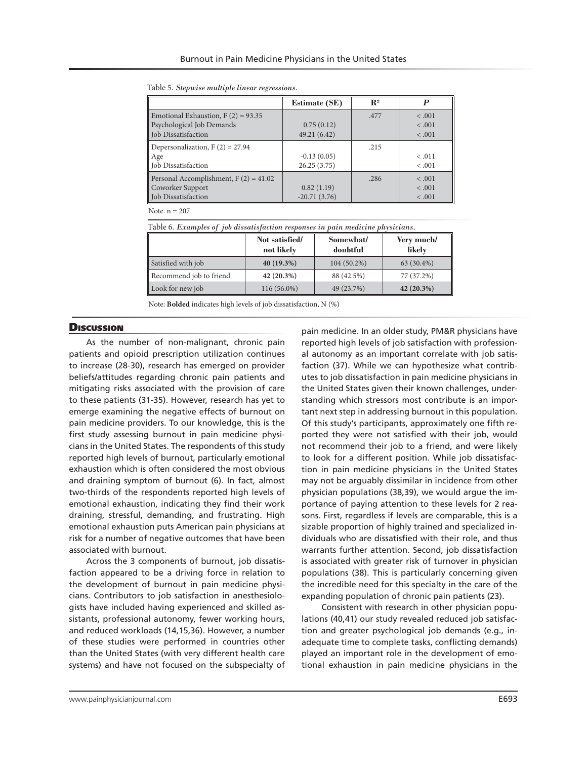Table 5. *Stepwise multiple linear regressions.*

| | Estimate (SE) | $R^2$ | *P* |
|---|---|---|---|
| Emotional Exhaustion, F (2) = 93.35 | | .477 | < .001 |
| Psychological Job Demands | 0.75 (0.12) | | < .001 |
| Job Dissatisfaction | 49.21 (6.42) | | < .001 |
| Depersonalization, F (2) = 27.94 | | .215 | |
| Age | -0.13 (0.05) | | < .011 |
| Job Dissatisfaction | 26.25 (3.75) | | < .001 |
| Personal Accomplishment, F (2) = 41.02 | | .286 | < .001 |
| Coworker Support | 0.82 (1.19) | | < .001 |
| Job Dissatisfaction | -20.71 (3.76) | | < .001 |

Note. n = 207

Table 6. *Examples of job dissatisfaction responses in pain medicine physicians.*

| | Not satisfied/ not likely | Somewhat/ doubtful | Very much/ likely |
|---|---|---|---|
| Satisfied with job | **40 (19.3%)** | 104 (50.2%) | 63 (30.4%) |
| Recommend job to friend | **42 (20.3%)** | 88 (42.5%) | 77 (37.2%) |
| Look for new job | 116 (56.0%) | 49 (23.7%) | **42 (20.3%)** |

Note: **Bolded** indicates high levels of job dissatisfaction, N (%)

## Discussion

As the number of non-malignant, chronic pain patients and opioid prescription utilization continues to increase (28-30), research has emerged on provider beliefs/attitudes regarding chronic pain patients and mitigating risks associated with the provision of care to these patients (31-35). However, research has yet to emerge examining the negative effects of burnout on pain medicine providers. To our knowledge, this is the first study assessing burnout in pain medicine physicians in the United States. The respondents of this study reported high levels of burnout, particularly emotional exhaustion which is often considered the most obvious and draining symptom of burnout (6). In fact, almost two-thirds of the respondents reported high levels of emotional exhaustion, indicating they find their work draining, stressful, demanding, and frustrating. High emotional exhaustion puts American pain physicians at risk for a number of negative outcomes that have been associated with burnout.

Across the 3 components of burnout, job dissatisfaction appeared to be a driving force in relation to the development of burnout in pain medicine physicians. Contributors to job satisfaction in anesthesiologists have included having experienced and skilled assistants, professional autonomy, fewer working hours, and reduced workloads (14,15,36). However, a number of these studies were performed in countries other than the United States (with very different health care systems) and have not focused on the subspecialty of pain medicine. In an older study, PM&R physicians have reported high levels of job satisfaction with professional autonomy as an important correlate with job satisfaction (37). While we can hypothesize what contributes to job dissatisfaction in pain medicine physicians in the United States given their known challenges, understanding which stressors most contribute is an important next step in addressing burnout in this population. Of this study's participants, approximately one fifth reported they were not satisfied with their job, would not recommend their job to a friend, and were likely to look for a different position. While job dissatisfaction in pain medicine physicians in the United States may not be arguably dissimilar in incidence from other physician populations (38,39), we would argue the importance of paying attention to these levels for 2 reasons. First, regardless if levels are comparable, this is a sizable proportion of highly trained and specialized individuals who are dissatisfied with their role, and thus warrants further attention. Second, job dissatisfaction is associated with greater risk of turnover in physician populations (38). This is particularly concerning given the incredible need for this specialty in the care of the expanding population of chronic pain patients (23).

Consistent with research in other physician populations (40,41) our study revealed reduced job satisfaction and greater psychological job demands (e.g., inadequate time to complete tasks, conflicting demands) played an important role in the development of emotional exhaustion in pain medicine physicians in the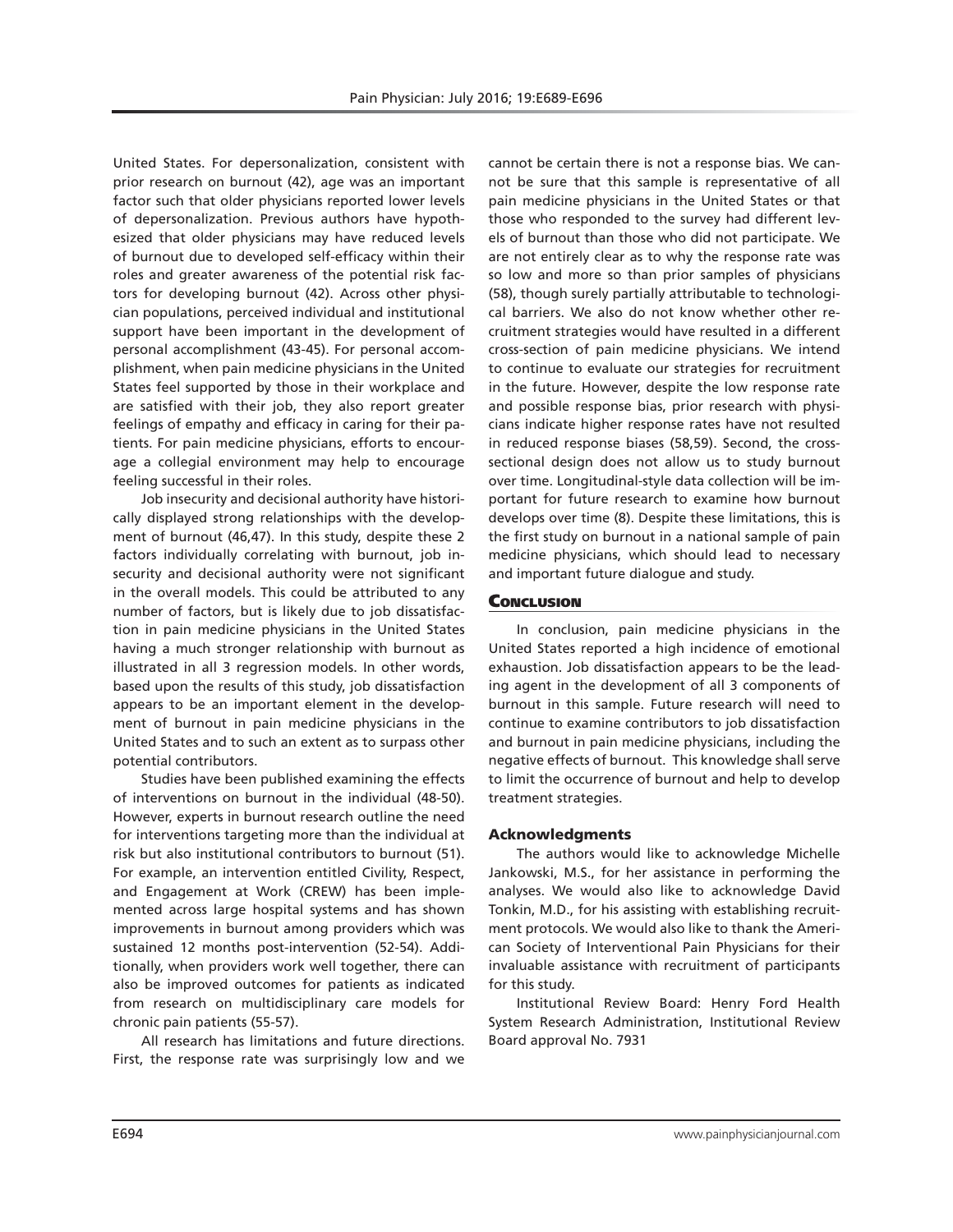United States. For depersonalization, consistent with prior research on burnout (42), age was an important factor such that older physicians reported lower levels of depersonalization. Previous authors have hypothesized that older physicians may have reduced levels of burnout due to developed self-efficacy within their roles and greater awareness of the potential risk factors for developing burnout (42). Across other physician populations, perceived individual and institutional support have been important in the development of personal accomplishment (43-45). For personal accomplishment, when pain medicine physicians in the United States feel supported by those in their workplace and are satisfied with their job, they also report greater feelings of empathy and efficacy in caring for their patients. For pain medicine physicians, efforts to encourage a collegial environment may help to encourage feeling successful in their roles.

Job insecurity and decisional authority have historically displayed strong relationships with the development of burnout (46,47). In this study, despite these 2 factors individually correlating with burnout, job insecurity and decisional authority were not significant in the overall models. This could be attributed to any number of factors, but is likely due to job dissatisfaction in pain medicine physicians in the United States having a much stronger relationship with burnout as illustrated in all 3 regression models. In other words, based upon the results of this study, job dissatisfaction appears to be an important element in the development of burnout in pain medicine physicians in the United States and to such an extent as to surpass other potential contributors.

Studies have been published examining the effects of interventions on burnout in the individual (48-50). However, experts in burnout research outline the need for interventions targeting more than the individual at risk but also institutional contributors to burnout (51). For example, an intervention entitled Civility, Respect, and Engagement at Work (CREW) has been implemented across large hospital systems and has shown improvements in burnout among providers which was sustained 12 months post-intervention (52-54). Additionally, when providers work well together, there can also be improved outcomes for patients as indicated from research on multidisciplinary care models for chronic pain patients (55-57).

All research has limitations and future directions. First, the response rate was surprisingly low and we cannot be certain there is not a response bias. We cannot be sure that this sample is representative of all pain medicine physicians in the United States or that those who responded to the survey had different levels of burnout than those who did not participate. We are not entirely clear as to why the response rate was so low and more so than prior samples of physicians (58), though surely partially attributable to technological barriers. We also do not know whether other recruitment strategies would have resulted in a different cross-section of pain medicine physicians. We intend to continue to evaluate our strategies for recruitment in the future. However, despite the low response rate and possible response bias, prior research with physicians indicate higher response rates have not resulted in reduced response biases (58,59). Second, the cross-sectional design does not allow us to study burnout over time. Longitudinal-style data collection will be important for future research to examine how burnout develops over time (8). Despite these limitations, this is the first study on burnout in a national sample of pain medicine physicians, which should lead to necessary and important future dialogue and study.

## Conclusion

In conclusion, pain medicine physicians in the United States reported a high incidence of emotional exhaustion. Job dissatisfaction appears to be the leading agent in the development of all 3 components of burnout in this sample. Future research will need to continue to examine contributors to job dissatisfaction and burnout in pain medicine physicians, including the negative effects of burnout. This knowledge shall serve to limit the occurrence of burnout and help to develop treatment strategies.

### Acknowledgments

The authors would like to acknowledge Michelle Jankowski, M.S., for her assistance in performing the analyses. We would also like to acknowledge David Tonkin, M.D., for his assisting with establishing recruitment protocols. We would also like to thank the American Society of Interventional Pain Physicians for their invaluable assistance with recruitment of participants for this study.

Institutional Review Board: Henry Ford Health System Research Administration, Institutional Review Board approval No. 7931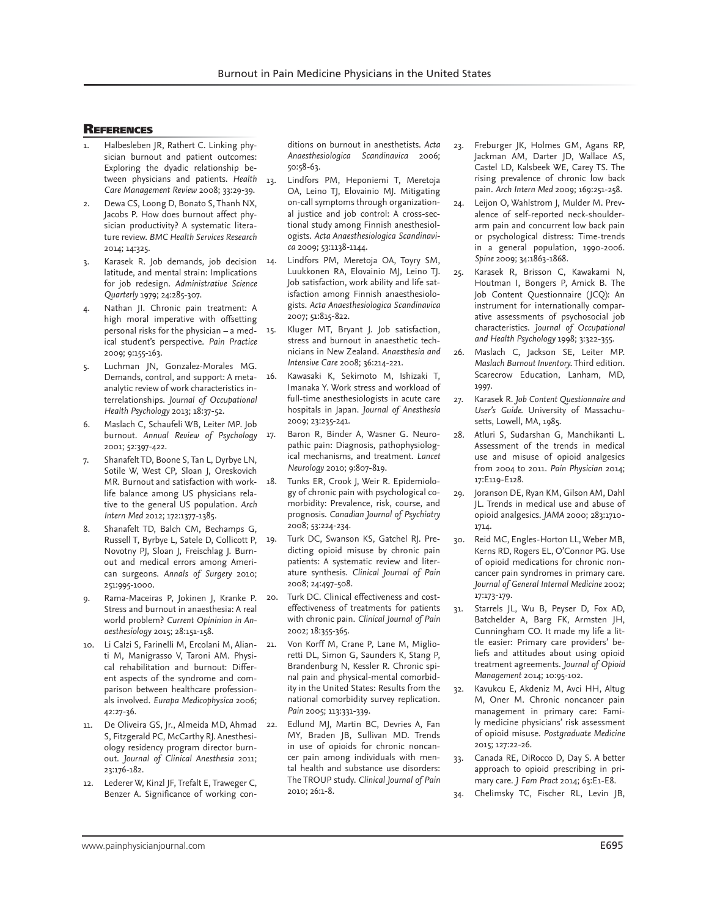## References

1. Halbesleben JR, Rathert C. Linking physician burnout and patient outcomes: Exploring the dyadic relationship between physicians and patients. *Health Care Management Review* 2008; 33:29-39.
2. Dewa CS, Loong D, Bonato S, Thanh NX, Jacobs P. How does burnout affect physician productivity? A systematic literature review. *BMC Health Services Research* 2014; 14:325.
3. Karasek R. Job demands, job decision latitude, and mental strain: Implications for job redesign. *Administrative Science Quarterly* 1979; 24:285-307.
4. Nathan JI. Chronic pain treatment: A high moral imperative with offsetting personal risks for the physician – a medical student's perspective. *Pain Practice* 2009; 9:155-163.
5. Luchman JN, Gonzalez-Morales MG. Demands, control, and support: A meta-analytic review of work characteristics interrelationships. *Journal of Occupational Health Psychology* 2013; 18:37-52.
6. Maslach C, Schaufeli WB, Leiter MP. Job burnout. *Annual Review of Psychology* 2001; 52:397-422.
7. Shanafelt TD, Boone S, Tan L, Dyrbye LN, Sotile W, West CP, Sloan J, Oreskovich MR. Burnout and satisfaction with work-life balance among US physicians relative to the general US population. *Arch Intern Med* 2012; 172:1377-1385.
8. Shanafelt TD, Balch CM, Bechamps G, Russell T, Byrbye L, Satele D, Collicott P, Novotny PJ, Sloan J, Freischlag J. Burnout and medical errors among American surgeons. *Annals of Surgery* 2010; 251:995-1000.
9. Rama-Maceiras P, Jokinen J, Kranke P. Stress and burnout in anaesthesia: A real world problem? *Current Opininion in Anaesthesiology* 2015; 28:151-158.
10. Li Calzi S, Farinelli M, Ercolani M, Alianti M, Manigrasso V, Taroni AM. Physical rehabilitation and burnout: Different aspects of the syndrome and comparison between healthcare professionals involved. *Europa Medicophysica* 2006; 42:27-36.
11. De Oliveira GS, Jr., Almeida MD, Ahmad S, Fitzgerald PC, McCarthy RJ. Anesthesiology residency program director burnout. *Journal of Clinical Anesthesia* 2011; 23:176-182.
12. Lederer W, Kinzl JF, Trefalt E, Traweger C, Benzer A. Significance of working conditions on burnout in anesthetists. *Acta Anaesthesiologica Scandinavica* 2006; 50:58-63.
13. Lindfors PM, Heponiemi T, Meretoja OA, Leino TJ, Elovainio MJ. Mitigating on-call symptoms through organizational justice and job control: A cross-sectional study among Finnish anesthesiologists. *Acta Anaesthesiologica Scandinavica* 2009; 53:1138-1144.
14. Lindfors PM, Meretoja OA, Toyry SM, Luukkonen RA, Elovainio MJ, Leino TJ. Job satisfaction, work ability and life satisfaction among Finnish anaesthesiologists. *Acta Anaesthesiologica Scandinavica* 2007; 51:815-822.
15. Kluger MT, Bryant J. Job satisfaction, stress and burnout in anaesthetic technicians in New Zealand. *Anaesthesia and Intensive Care* 2008; 36:214-221.
16. Kawasaki K, Sekimoto M, Ishizaki T, Imanaka Y. Work stress and workload of full-time anesthesiologists in acute care hospitals in Japan. *Journal of Anesthesia* 2009; 23:235-241.
17. Baron R, Binder A, Wasner G. Neuropathic pain: Diagnosis, pathophysiological mechanisms, and treatment. *Lancet Neurology* 2010; 9:807-819.
18. Tunks ER, Crook J, Weir R. Epidemiology of chronic pain with psychological comorbidity: Prevalence, risk, course, and prognosis. *Canadian Journal of Psychiatry* 2008; 53:224-234.
19. Turk DC, Swanson KS, Gatchel RJ. Predicting opioid misuse by chronic pain patients: A systematic review and literature synthesis. *Clinical Journal of Pain* 2008; 24:497-508.
20. Turk DC. Clinical effectiveness and cost-effectiveness of treatments for patients with chronic pain. *Clinical Journal of Pain* 2002; 18:355-365.
21. Von Korff M, Crane P, Lane M, Miglioretti DL, Simon G, Saunders K, Stang P, Brandenburg N, Kessler R. Chronic spinal pain and physical-mental comorbidity in the United States: Results from the national comorbidity survey replication. *Pain* 2005; 113:331-339.
22. Edlund MJ, Martin BC, Devries A, Fan MY, Braden JB, Sullivan MD. Trends in use of opioids for chronic noncancer pain among individuals with mental health and substance use disorders: The TROUP study. *Clinical Journal of Pain* 2010; 26:1-8.
23. Freburger JK, Holmes GM, Agans RP, Jackman AM, Darter JD, Wallace AS, Castel LD, Kalsbeek WE, Carey TS. The rising prevalence of chronic low back pain. *Arch Intern Med* 2009; 169:251-258.
24. Leijon O, Wahlstrom J, Mulder M. Prevalence of self-reported neck-shoulder-arm pain and concurrent low back pain or psychological distress: Time-trends in a general population, 1990-2006. *Spine* 2009; 34:1863-1868.
25. Karasek R, Brisson C, Kawakami N, Houtman I, Bongers P, Amick B. The Job Content Questionnaire (JCQ): An instrument for internationally comparative assessments of psychosocial job characteristics. *Journal of Occupational and Health Psychology* 1998; 3:322-355.
26. Maslach C, Jackson SE, Leiter MP. *Maslach Burnout Inventory.* Third edition. Scarecrow Education, Lanham, MD, 1997.
27. Karasek R. *Job Content Questionnaire and User's Guide.* University of Massachusetts, Lowell, MA, 1985.
28. Atluri S, Sudarshan G, Manchikanti L. Assessment of the trends in medical use and misuse of opioid analgesics from 2004 to 2011. *Pain Physician* 2014; 17:E119-E128.
29. Joranson DE, Ryan KM, Gilson AM, Dahl JL. Trends in medical use and abuse of opioid analgesics. *JAMA* 2000; 283:1710-1714.
30. Reid MC, Engles-Horton LL, Weber MB, Kerns RD, Rogers EL, O'Connor PG. Use of opioid medications for chronic non-cancer pain syndromes in primary care. *Journal of General Internal Medicine* 2002; 17:173-179.
31. Starrels JL, Wu B, Peyser D, Fox AD, Batchelder A, Barg FK, Armsten JH, Cunningham CO. It made my life a little easier: Primary care providers' beliefs and attitudes about using opioid treatment agreements. *Journal of Opioid Management* 2014; 10:95-102.
32. Kavukcu E, Akdeniz M, Avci HH, Altug M, Oner M. Chronic noncancer pain management in primary care: Family medicine physicians' risk assessment of opioid misuse. *Postgraduate Medicine* 2015; 127:22-26.
33. Canada RE, DiRocco D, Day S. A better approach to opioid prescribing in primary care. *J Fam Pract* 2014; 63:E1-E8.
34. Chelimsky TC, Fischer RL, Levin JB,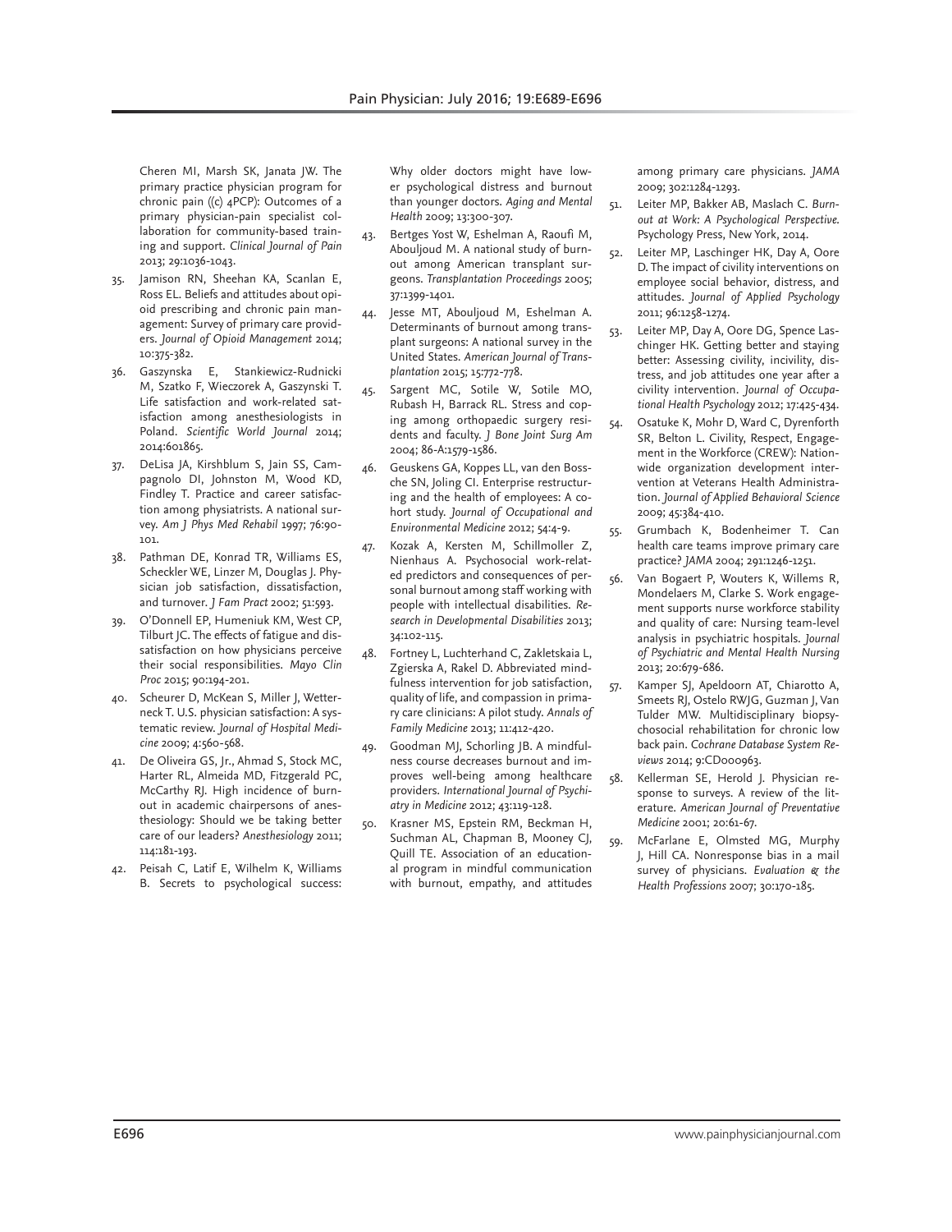Cheren MI, Marsh SK, Janata JW. The primary practice physician program for chronic pain ((c) 4PCP): Outcomes of a primary physician-pain specialist collaboration for community-based training and support. *Clinical Journal of Pain* 2013; 29:1036-1043.

35. Jamison RN, Sheehan KA, Scanlan E, Ross EL. Beliefs and attitudes about opioid prescribing and chronic pain management: Survey of primary care providers. *Journal of Opioid Management* 2014; 10:375-382.
36. Gaszynska E, Stankiewicz-Rudnicki M, Szatko F, Wieczorek A, Gaszynski T. Life satisfaction and work-related satisfaction among anesthesiologists in Poland. *Scientific World Journal* 2014; 2014:601865.
37. DeLisa JA, Kirshblum S, Jain SS, Campagnolo DI, Johnston M, Wood KD, Findley T. Practice and career satisfaction among physiatrists. A national survey. *Am J Phys Med Rehabil* 1997; 76:90-101.
38. Pathman DE, Konrad TR, Williams ES, Scheckler WE, Linzer M, Douglas J. Physician job satisfaction, dissatisfaction, and turnover. *J Fam Pract* 2002; 51:593.
39. O'Donnell EP, Humeniuk KM, West CP, Tilburt JC. The effects of fatigue and dissatisfaction on how physicians perceive their social responsibilities. *Mayo Clin Proc* 2015; 90:194-201.
40. Scheurer D, McKean S, Miller J, Wetterneck T. U.S. physician satisfaction: A systematic review. *Journal of Hospital Medicine* 2009; 4:560-568.
41. De Oliveira GS, Jr., Ahmad S, Stock MC, Harter RL, Almeida MD, Fitzgerald PC, McCarthy RJ. High incidence of burnout in academic chairpersons of anesthesiology: Should we be taking better care of our leaders? *Anesthesiology* 2011; 114:181-193.
42. Peisah C, Latif E, Wilhelm K, Williams B. Secrets to psychological success: Why older doctors might have lower psychological distress and burnout than younger doctors. *Aging and Mental Health* 2009; 13:300-307.
43. Bertges Yost W, Eshelman A, Raoufi M, Abouljoud M. A national study of burnout among American transplant surgeons. *Transplantation Proceedings* 2005; 37:1399-1401.
44. Jesse MT, Abouljoud M, Eshelman A. Determinants of burnout among transplant surgeons: A national survey in the United States. *American Journal of Transplantation* 2015; 15:772-778.
45. Sargent MC, Sotile W, Sotile MO, Rubash H, Barrack RL. Stress and coping among orthopaedic surgery residents and faculty. *J Bone Joint Surg Am* 2004; 86-A:1579-1586.
46. Geuskens GA, Koppes LL, van den Bossche SN, Joling CI. Enterprise restructuring and the health of employees: A cohort study. *Journal of Occupational and Environmental Medicine* 2012; 54:4-9.
47. Kozak A, Kersten M, Schillmoller Z, Nienhaus A. Psychosocial work-related predictors and consequences of personal burnout among staff working with people with intellectual disabilities. *Research in Developmental Disabilities* 2013; 34:102-115.
48. Fortney L, Luchterhand C, Zakletskaia L, Zgierska A, Rakel D. Abbreviated mindfulness intervention for job satisfaction, quality of life, and compassion in primary care clinicians: A pilot study. *Annals of Family Medicine* 2013; 11:412-420.
49. Goodman MJ, Schorling JB. A mindfulness course decreases burnout and improves well-being among healthcare providers. *International Journal of Psychiatry in Medicine* 2012; 43:119-128.
50. Krasner MS, Epstein RM, Beckman H, Suchman AL, Chapman B, Mooney CJ, Quill TE. Association of an educational program in mindful communication with burnout, empathy, and attitudes among primary care physicians. *JAMA* 2009; 302:1284-1293.
51. Leiter MP, Bakker AB, Maslach C. *Burnout at Work: A Psychological Perspective.* Psychology Press, New York, 2014.
52. Leiter MP, Laschinger HK, Day A, Oore D. The impact of civility interventions on employee social behavior, distress, and attitudes. *Journal of Applied Psychology* 2011; 96:1258-1274.
53. Leiter MP, Day A, Oore DG, Spence Laschinger HK. Getting better and staying better: Assessing civility, incivility, distress, and job attitudes one year after a civility intervention. *Journal of Occupational Health Psychology* 2012; 17:425-434.
54. Osatuke K, Mohr D, Ward C, Dyrenforth SR, Belton L. Civility, Respect, Engagement in the Workforce (CREW): Nationwide organization development intervention at Veterans Health Administration. *Journal of Applied Behavioral Science* 2009; 45:384-410.
55. Grumbach K, Bodenheimer T. Can health care teams improve primary care practice? *JAMA* 2004; 291:1246-1251.
56. Van Bogaert P, Wouters K, Willems R, Mondelaers M, Clarke S. Work engagement supports nurse workforce stability and quality of care: Nursing team-level analysis in psychiatric hospitals. *Journal of Psychiatric and Mental Health Nursing* 2013; 20:679-686.
57. Kamper SJ, Apeldoorn AT, Chiarotto A, Smeets RJ, Ostelo RWJG, Guzman J, Van Tulder MW. Multidisciplinary biopsychosocial rehabilitation for chronic low back pain. *Cochrane Database System Reviews* 2014; 9:CD000963.
58. Kellerman SE, Herold J. Physician response to surveys. A review of the literature. *American Journal of Preventative Medicine* 2001; 20:61-67.
59. McFarlane E, Olmsted MG, Murphy J, Hill CA. Nonresponse bias in a mail survey of physicians. *Evaluation & the Health Professions* 2007; 30:170-185.